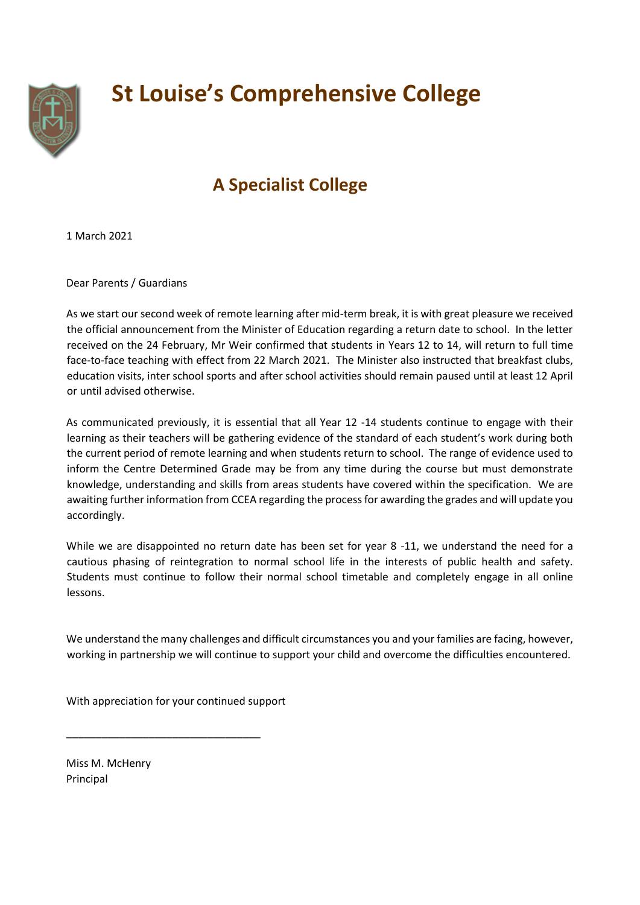# St Louise's Comprehensive College

## A Specialist College

1 March 2021

Dear Parents / Guardians

As we start our second week of remote learning after mid-term break, it is with great pleasure we received the official announcement from the Minister of Education regarding a return date to school. In the letter received on the 24 February, Mr Weir confirmed that students in Years 12 to 14, will return to full time face-to-face teaching with effect from 22 March 2021. The Minister also instructed that breakfast clubs, education visits, inter school sports and after school activities should remain paused until at least 12 April or until advised otherwise.

As communicated previously, it is essential that all Year 12 -14 students continue to engage with their learning as their teachers will be gathering evidence of the standard of each student's work during both the current period of remote learning and when students return to school. The range of evidence used to inform the Centre Determined Grade may be from any time during the course but must demonstrate knowledge, understanding and skills from areas students have covered within the specification. We are awaiting further information from CCEA regarding the process for awarding the grades and will update you accordingly.

While we are disappointed no return date has been set for year 8 -11, we understand the need for a cautious phasing of reintegration to normal school life in the interests of public health and safety. Students must continue to follow their normal school timetable and completely engage in all online lessons.

We understand the many challenges and difficult circumstances you and your families are facing, however, working in partnership we will continue to support your child and overcome the difficulties encountered.

With appreciation for your continued support

\_\_\_\_\_\_\_\_\_\_\_\_\_\_\_\_\_\_\_\_\_\_\_\_\_\_\_\_\_\_\_\_

Miss M. McHenry
Principal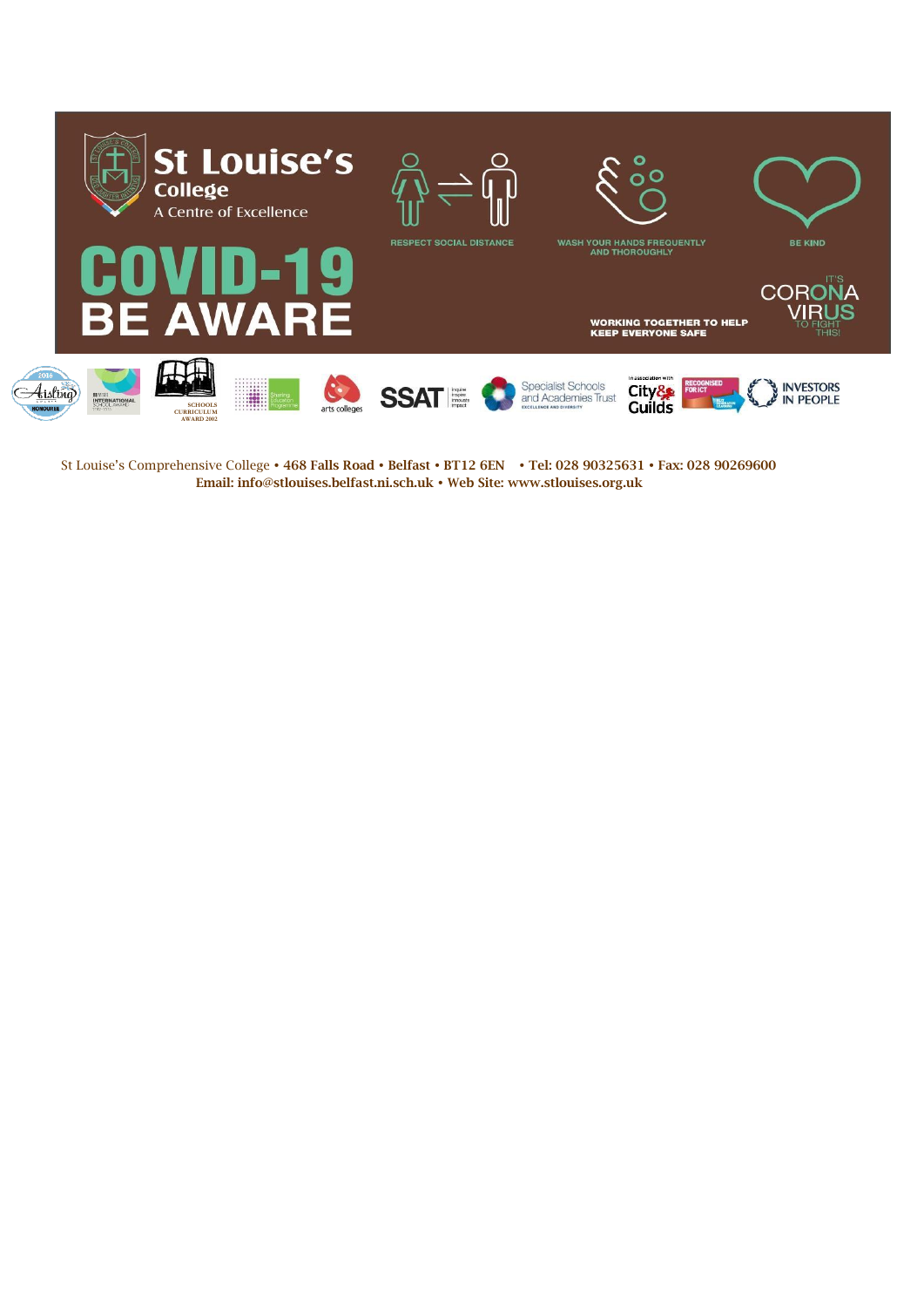# St Louise's College

A Centre of Excellence

# COVID-19 BE AWARE

RESPECT SOCIAL DISTANCE

WASH YOUR HANDS FREQUENTLY AND THOROUGHLY

BE KIND

WORKING TOGETHER TO HELP KEEP EVERYONE SAFE

IT'S CORONA VIRUS TO FIGHT THIS!

St Louise's Comprehensive College • **468 Falls Road • Belfast • BT12 6EN • Tel: 028 90325631 • Fax: 028 90269600**
**Email: info@stlouises.belfast.ni.sch.uk • Web Site: www.stlouises.org.uk**